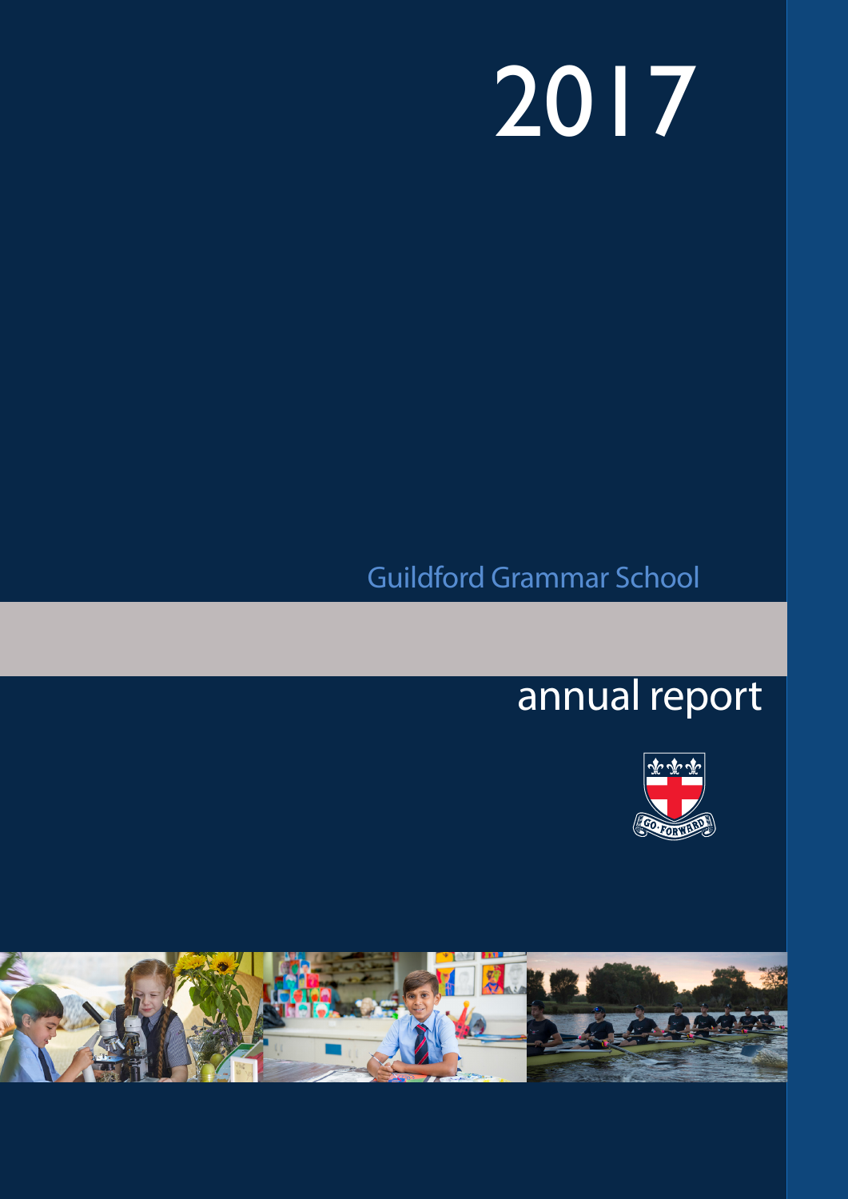# 2017

Guildford Grammar School

## annual report

GO FORWARD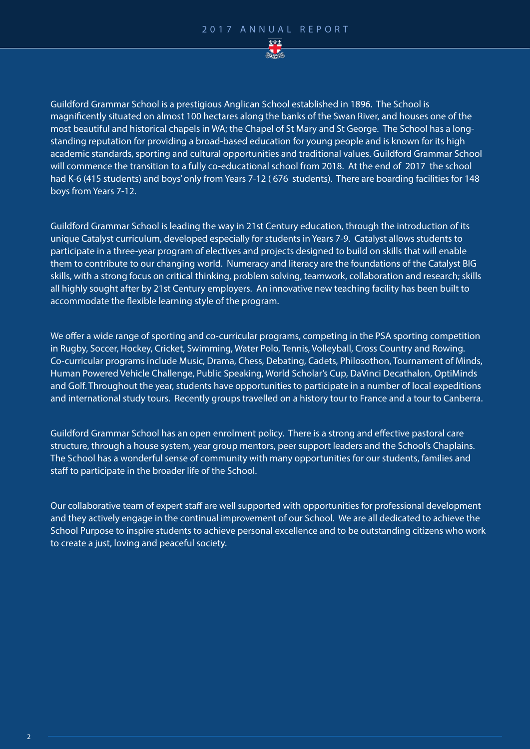Guildford Grammar School is a prestigious Anglican School established in 1896. The School is magnificently situated on almost 100 hectares along the banks of the Swan River, and houses one of the most beautiful and historical chapels in WA; the Chapel of St Mary and St George. The School has a long-standing reputation for providing a broad-based education for young people and is known for its high academic standards, sporting and cultural opportunities and traditional values. Guildford Grammar School will commence the transition to a fully co-educational school from 2018. At the end of 2017 the school had K-6 (415 students) and boys' only from Years 7-12 ( 676 students). There are boarding facilities for 148 boys from Years 7-12.

Guildford Grammar School is leading the way in 21st Century education, through the introduction of its unique Catalyst curriculum, developed especially for students in Years 7-9. Catalyst allows students to participate in a three-year program of electives and projects designed to build on skills that will enable them to contribute to our changing world. Numeracy and literacy are the foundations of the Catalyst BIG skills, with a strong focus on critical thinking, problem solving, teamwork, collaboration and research; skills all highly sought after by 21st Century employers. An innovative new teaching facility has been built to accommodate the flexible learning style of the program.

We offer a wide range of sporting and co-curricular programs, competing in the PSA sporting competition in Rugby, Soccer, Hockey, Cricket, Swimming, Water Polo, Tennis, Volleyball, Cross Country and Rowing. Co-curricular programs include Music, Drama, Chess, Debating, Cadets, Philosothon, Tournament of Minds, Human Powered Vehicle Challenge, Public Speaking, World Scholar's Cup, DaVinci Decathalon, OptiMinds and Golf. Throughout the year, students have opportunities to participate in a number of local expeditions and international study tours. Recently groups travelled on a history tour to France and a tour to Canberra.

Guildford Grammar School has an open enrolment policy. There is a strong and effective pastoral care structure, through a house system, year group mentors, peer support leaders and the School's Chaplains. The School has a wonderful sense of community with many opportunities for our students, families and staff to participate in the broader life of the School.

Our collaborative team of expert staff are well supported with opportunities for professional development and they actively engage in the continual improvement of our School. We are all dedicated to achieve the School Purpose to inspire students to achieve personal excellence and to be outstanding citizens who work to create a just, loving and peaceful society.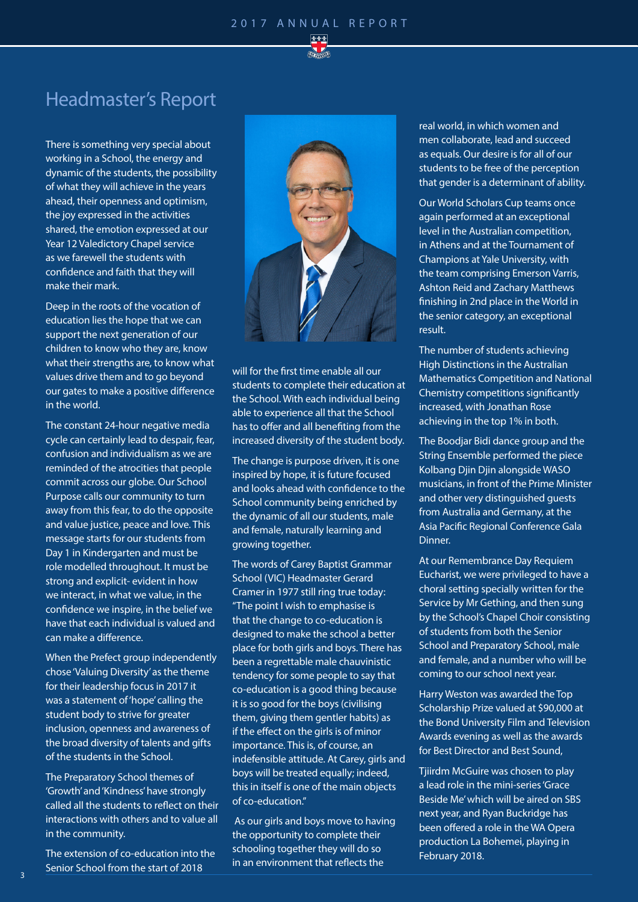# Headmaster's Report

There is something very special about working in a School, the energy and dynamic of the students, the possibility of what they will achieve in the years ahead, their openness and optimism, the joy expressed in the activities shared, the emotion expressed at our Year 12 Valedictory Chapel service as we farewell the students with confidence and faith that they will make their mark.

Deep in the roots of the vocation of education lies the hope that we can support the next generation of our children to know who they are, know what their strengths are, to know what values drive them and to go beyond our gates to make a positive difference in the world.

The constant 24-hour negative media cycle can certainly lead to despair, fear, confusion and individualism as we are reminded of the atrocities that people commit across our globe. Our School Purpose calls our community to turn away from this fear, to do the opposite and value justice, peace and love. This message starts for our students from Day 1 in Kindergarten and must be role modelled throughout. It must be strong and explicit- evident in how we interact, in what we value, in the confidence we inspire, in the belief we have that each individual is valued and can make a difference.

When the Prefect group independently chose 'Valuing Diversity' as the theme for their leadership focus in 2017 it was a statement of 'hope' calling the student body to strive for greater inclusion, openness and awareness of the broad diversity of talents and gifts of the students in the School.

The Preparatory School themes of 'Growth' and 'Kindness' have strongly called all the students to reflect on their interactions with others and to value all in the community.

The extension of co-education into the Senior School from the start of 2018 will for the first time enable all our students to complete their education at the School. With each individual being able to experience all that the School has to offer and all benefiting from the increased diversity of the student body.

The change is purpose driven, it is one inspired by hope, it is future focused and looks ahead with confidence to the School community being enriched by the dynamic of all our students, male and female, naturally learning and growing together.

The words of Carey Baptist Grammar School (VIC) Headmaster Gerard Cramer in 1977 still ring true today: "The point I wish to emphasise is that the change to co-education is designed to make the school a better place for both girls and boys. There has been a regrettable male chauvinistic tendency for some people to say that co-education is a good thing because it is so good for the boys (civilising them, giving them gentler habits) as if the effect on the girls is of minor importance. This is, of course, an indefensible attitude. At Carey, girls and boys will be treated equally; indeed, this in itself is one of the main objects of co-education."

As our girls and boys move to having the opportunity to complete their schooling together they will do so in an environment that reflects the real world, in which women and men collaborate, lead and succeed as equals. Our desire is for all of our students to be free of the perception that gender is a determinant of ability.

Our World Scholars Cup teams once again performed at an exceptional level in the Australian competition, in Athens and at the Tournament of Champions at Yale University, with the team comprising Emerson Varris, Ashton Reid and Zachary Matthews finishing in 2nd place in the World in the senior category, an exceptional result.

The number of students achieving High Distinctions in the Australian Mathematics Competition and National Chemistry competitions significantly increased, with Jonathan Rose achieving in the top 1% in both.

The Boodjar Bidi dance group and the String Ensemble performed the piece Kolbang Djin Djin alongside WASO musicians, in front of the Prime Minister and other very distinguished guests from Australia and Germany, at the Asia Pacific Regional Conference Gala Dinner.

At our Remembrance Day Requiem Eucharist, we were privileged to have a choral setting specially written for the Service by Mr Gething, and then sung by the School's Chapel Choir consisting of students from both the Senior School and Preparatory School, male and female, and a number who will be coming to our school next year.

Harry Weston was awarded the Top Scholarship Prize valued at $90,000 at the Bond University Film and Television Awards evening as well as the awards for Best Director and Best Sound,

Tjiirdm McGuire was chosen to play a lead role in the mini-series 'Grace Beside Me' which will be aired on SBS next year, and Ryan Buckridge has been offered a role in the WA Opera production La Bohemei, playing in February 2018.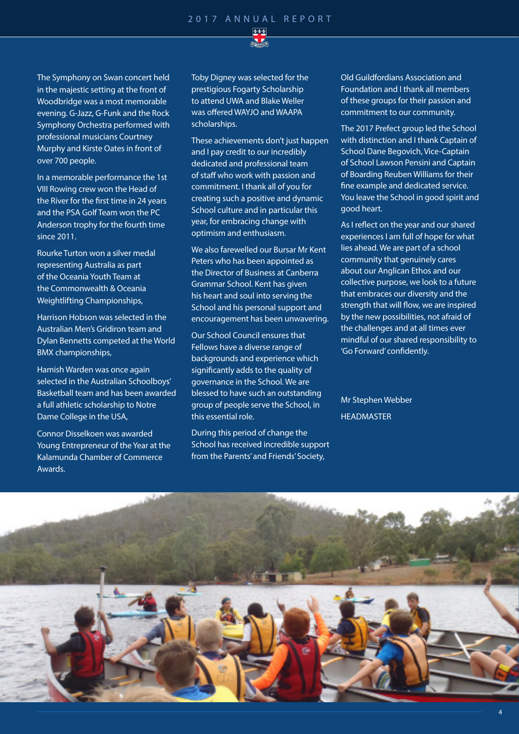The Symphony on Swan concert held in the majestic setting at the front of Woodbridge was a most memorable evening. G-Jazz, G-Funk and the Rock Symphony Orchestra performed with professional musicians Courtney Murphy and Kirste Oates in front of over 700 people.

In a memorable performance the 1st VIII Rowing crew won the Head of the River for the first time in 24 years and the PSA Golf Team won the PC Anderson trophy for the fourth time since 2011.

Rourke Turton won a silver medal representing Australia as part of the Oceania Youth Team at the Commonwealth & Oceania Weightlifting Championships,

Harrison Hobson was selected in the Australian Men's Gridiron team and Dylan Bennetts competed at the World BMX championships,

Hamish Warden was once again selected in the Australian Schoolboys' Basketball team and has been awarded a full athletic scholarship to Notre Dame College in the USA,

Connor Disselkoen was awarded Young Entrepreneur of the Year at the Kalamunda Chamber of Commerce Awards.

Toby Digney was selected for the prestigious Fogarty Scholarship to attend UWA and Blake Weller was offered WAYJO and WAAPA scholarships.

These achievements don't just happen and I pay credit to our incredibly dedicated and professional team of staff who work with passion and commitment. I thank all of you for creating such a positive and dynamic School culture and in particular this year, for embracing change with optimism and enthusiasm.

We also farewelled our Bursar Mr Kent Peters who has been appointed as the Director of Business at Canberra Grammar School. Kent has given his heart and soul into serving the School and his personal support and encouragement has been unwavering.

Our School Council ensures that Fellows have a diverse range of backgrounds and experience which significantly adds to the quality of governance in the School. We are blessed to have such an outstanding group of people serve the School, in this essential role.

During this period of change the School has received incredible support from the Parents' and Friends' Society, Old Guildfordians Association and Foundation and I thank all members of these groups for their passion and commitment to our community.

The 2017 Prefect group led the School with distinction and I thank Captain of School Dane Begovich, Vice-Captain of School Lawson Pensini and Captain of Boarding Reuben Williams for their fine example and dedicated service. You leave the School in good spirit and good heart.

As I reflect on the year and our shared experiences I am full of hope for what lies ahead. We are part of a school community that genuinely cares about our Anglican Ethos and our collective purpose, we look to a future that embraces our diversity and the strength that will flow, we are inspired by the new possibilities, not afraid of the challenges and at all times ever mindful of our shared responsibility to 'Go Forward' confidently.

Mr Stephen Webber

HEADMASTER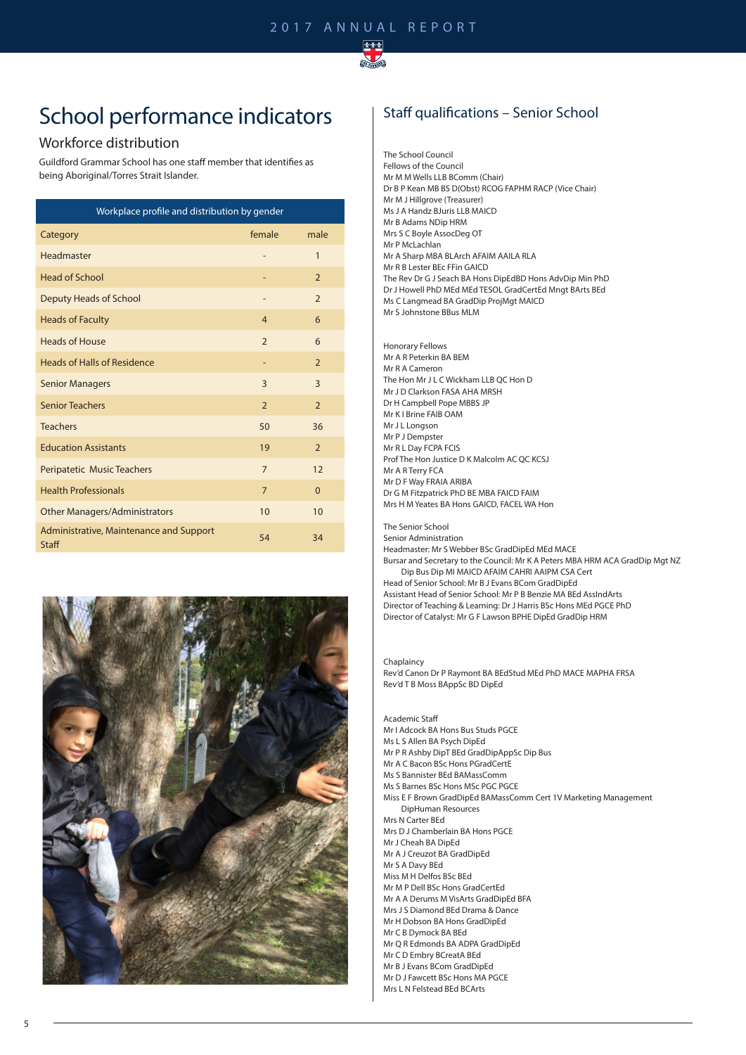# School performance indicators

## Workforce distribution

Guildford Grammar School has one staff member that identifies as being Aboriginal/Torres Strait Islander.

| Workplace profile and distribution by gender | | |
|---|---|---|
| Category | female | male |
| Headmaster | - | 1 |
| Head of School | - | 2 |
| Deputy Heads of School | - | 2 |
| Heads of Faculty | 4 | 6 |
| Heads of House | 2 | 6 |
| Heads of Halls of Residence | - | 2 |
| Senior Managers | 3 | 3 |
| Senior Teachers | 2 | 2 |
| Teachers | 50 | 36 |
| Education Assistants | 19 | 2 |
| Peripatetic Music Teachers | 7 | 12 |
| Health Professionals | 7 | 0 |
| Other Managers/Administrators | 10 | 10 |
| Administrative, Maintenance and Support Staff | 54 | 34 |

## Staff qualifications – Senior School

The School Council
Fellows of the Council
Mr M M Wells LLB BComm (Chair)
Dr B P Kean MB BS D(Obst) RCOG FAPHM RACP (Vice Chair)
Mr M J Hillgrove (Treasurer)
Ms J A Handz BJuris LLB MAICD
Mr B Adams NDip HRM
Mrs S C Boyle AssocDeg OT
Mr P McLachlan
Mr A Sharp MBA BLArch AFAIM AAILA RLA
Mr R B Lester BEc FFin GAICD
The Rev Dr G J Seach BA Hons DipEdBD Hons AdvDip Min PhD
Dr J Howell PhD MEd MEd TESOL GradCertEd Mngt BArts BEd
Ms C Langmead BA GradDip ProjMgt MAICD
Mr S Johnstone BBus MLM

Honorary Fellows
Mr A R Peterkin BA BEM
Mr R A Cameron
The Hon Mr J L C Wickham LLB QC Hon D
Mr J D Clarkson FASA AHA MRSH
Dr H Campbell Pope MBBS JP
Mr K I Brine FAIB OAM
Mr J L Longson
Mr P J Dempster
Mr R L Day FCPA FCIS
Prof The Hon Justice D K Malcolm AC QC KCSJ
Mr A R Terry FCA
Mr D F Way FRAIA ARIBA
Dr G M Fitzpatrick PhD BE MBA FAICD FAIM
Mrs H M Yeates BA Hons GAICD, FACEL WA Hon

The Senior School
Senior Administration
Headmaster: Mr S Webber BSc GradDipEd MEd MACE
Bursar and Secretary to the Council: Mr K A Peters MBA HRM ACA GradDip Mgt NZ Dip Bus Dip MI MAICD AFAIM CAHRI AAIPM CSA Cert
Head of Senior School: Mr B J Evans BCom GradDipEd
Assistant Head of Senior School: Mr P B Benzie MA BEd AssIndArts
Director of Teaching & Learning: Dr J Harris BSc Hons MEd PGCE PhD
Director of Catalyst: Mr G F Lawson BPHE DipEd GradDip HRM

Chaplaincy
Rev'd Canon Dr P Raymont BA BEdStud MEd PhD MACE MAPHA FRSA
Rev'd T B Moss BAppSc BD DipEd

Academic Staff
Mr I Adcock BA Hons Bus Studs PGCE
Ms L S Allen BA Psych DipEd
Mr P R Ashby DipT BEd GradDipAppSc Dip Bus
Mr A C Bacon BSc Hons PGradCertE
Ms S Bannister BEd BAMassComm
Ms S Barnes BSc Hons MSc PGC PGCE
Miss E F Brown GradDipEd BAMassComm Cert 1V Marketing Management DipHuman Resources
Mrs N Carter BEd
Mrs D J Chamberlain BA Hons PGCE
Mr J Cheah BA DipEd
Mr A J Creuzot BA GradDipEd
Mr S A Davy BEd
Miss M H Delfos BSc BEd
Mr M P Dell BSc Hons GradCertEd
Mr A A Derums M VisArts GradDipEd BFA
Mrs J S Diamond BEd Drama & Dance
Mr H Dobson BA Hons GradDipEd
Mr C B Dymock BA BEd
Mr Q R Edmonds BA ADPA GradDipEd
Mr C D Embry BCreatA BEd
Mr B J Evans BCom GradDipEd
Mr D J Fawcett BSc Hons MA PGCE
Mrs L N Felstead BEd BCArts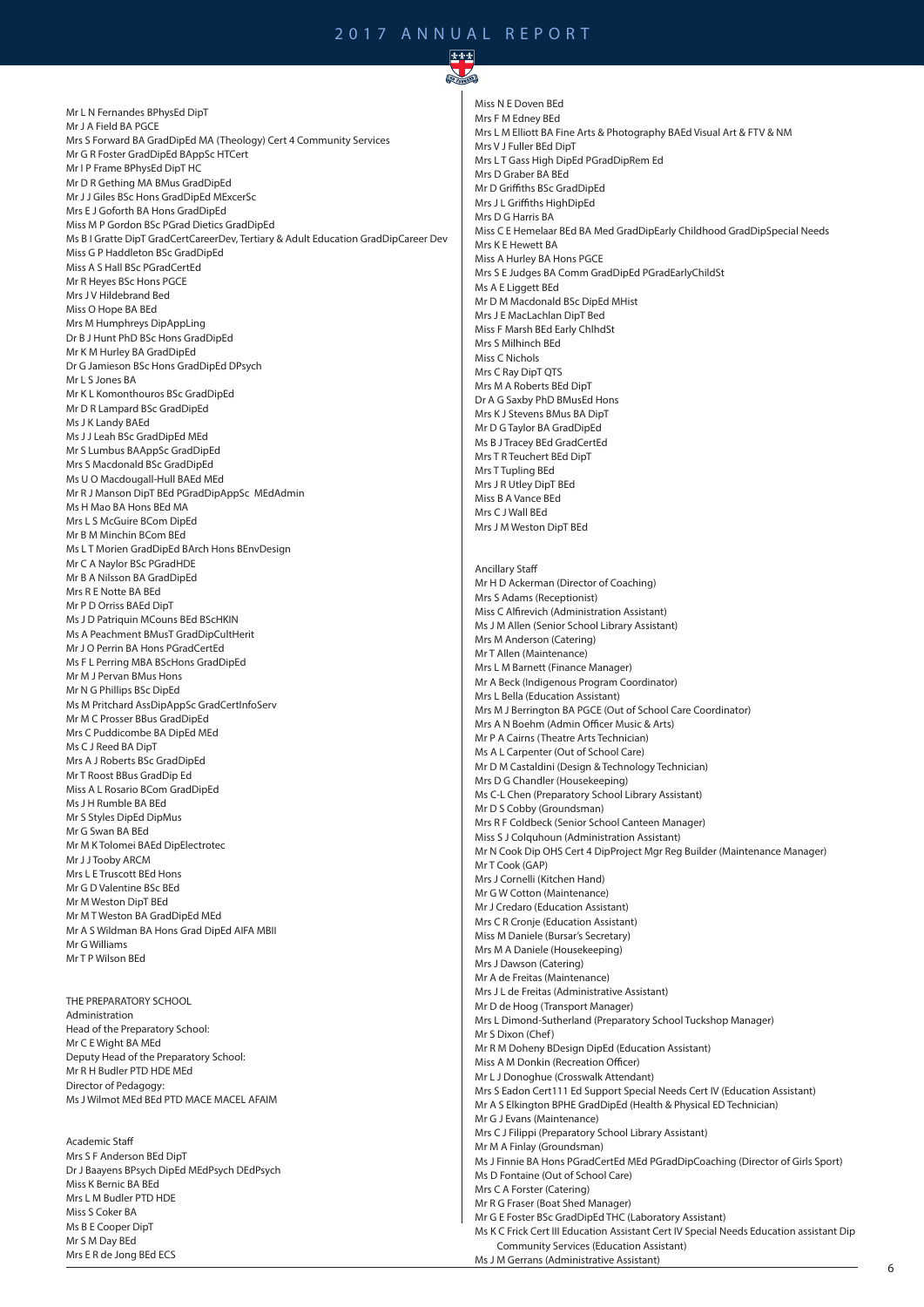Mr L N Fernandes BPhysEd DipT
Mr J A Field BA PGCE
Mrs S Forward BA GradDipEd MA (Theology) Cert 4 Community Services
Mr G R Foster GradDipEd BAppSc HTCert
Mr I P Frame BPhysEd DipT HC
Mr D R Gething MA BMus GradDipEd
Mr J J Giles BSc Hons GradDipEd MExcerSc
Mrs E J Goforth BA Hons GradDipEd
Miss M P Gordon BSc PGrad Dietics GradDipEd
Ms B I Gratte DipT GradCertCareerDev, Tertiary & Adult Education GradDipCareer Dev
Miss G P Haddleton BSc GradDipEd
Miss A S Hall BSc PGradCertEd
Mr R Heyes BSc Hons PGCE
Mrs J V Hildebrand Bed
Miss O Hope BA BEd
Mrs M Humphreys DipAppLing
Dr B J Hunt PhD BSc Hons GradDipEd
Mr K M Hurley BA GradDipEd
Dr G Jamieson BSc Hons GradDipEd DPsych
Mr L S Jones BA
Mr K L Komonthouros BSc GradDipEd
Mr D R Lampard BSc GradDipEd
Ms J K Landy BAEd
Ms J J Leah BSc GradDipEd MEd
Mr S Lumbus BAAppSc GradDipEd
Mrs S Macdonald BSc GradDipEd
Ms U O Macdougall-Hull BAEd MEd
Mr R J Manson DipT BEd PGradDipAppSc MEdAdmin
Ms H Mao BA Hons BEd MA
Mrs L S McGuire BCom DipEd
Mr B M Minchin BCom BEd
Ms L T Morien GradDipEd BArch Hons BEnvDesign
Mr C A Naylor BSc PGradHDE
Mr B A Nilsson BA GradDipEd
Mrs R E Notte BA BEd
Mr P D Orriss BAEd DipT
Ms J D Patriquin MCouns BEd BScHKIN
Ms A Peachment BMusT GradDipCultHerit
Mr J O Perrin BA Hons PGradCertEd
Ms F L Perring MBA BScHons GradDipEd
Mr M J Pervan BMus Hons
Mr N G Phillips BSc DipEd
Ms M Pritchard AssDipAppSc GradCertInfoServ
Mr M C Prosser BBus GradDipEd
Mrs C Puddicombe BA DipEd MEd
Ms C J Reed BA DipT
Mrs A J Roberts BSc GradDipEd
Mr T Roost BBus GradDip Ed
Miss A L Rosario BCom GradDipEd
Ms J H Rumble BA BEd
Mr S Styles DipEd DipMus
Mr G Swan BA BEd
Mr M K Tolomei BAEd DipElectrotec
Mr J J Tooby ARCM
Mrs L E Truscott BEd Hons
Mr G D Valentine BSc BEd
Mr M Weston DipT BEd
Mr M T Weston BA GradDipEd MEd
Mr A S Wildman BA Hons Grad DipEd AIFA MBII
Mr G Williams
Mr T P Wilson BEd

THE PREPARATORY SCHOOL

Administration

Head of the Preparatory School:
Mr C E Wight BA MEd

Deputy Head of the Preparatory School:
Mr R H Budler PTD HDE MEd

Director of Pedagogy:
Ms J Wilmot MEd BEd PTD MACE MACEL AFAIM

Academic Staff

Mrs S F Anderson BEd DipT
Dr J Baayens BPsych DipEd MEdPsych DEdPsych
Miss K Bernic BA BEd
Mrs L M Budler PTD HDE
Miss S Coker BA
Ms B E Cooper DipT
Mr S M Day BEd
Mrs E R de Jong BEd ECS
Miss N E Doven BEd
Mrs F M Edney BEd
Mrs L M Elliott BA Fine Arts & Photography BAEd Visual Art & FTV & NM
Mrs V J Fuller BEd DipT
Mrs L T Gass High DipEd PGradDipRem Ed
Mrs D Graber BA BEd
Mr D Griffiths BSc GradDipEd
Mrs J L Griffiths HighDipEd
Mrs D G Harris BA
Miss C E Hemelaar BEd BA Med GradDipEarly Childhood GradDipSpecial Needs
Mrs K E Hewett BA
Miss A Hurley BA Hons PGCE
Mrs S E Judges BA Comm GradDipEd PGradEarlyChildSt
Ms A E Liggett BEd
Mr D M Macdonald BSc DipEd MHist
Mrs J E MacLachlan DipT Bed
Miss F Marsh BEd Early ChlhdSt
Mrs S Milhinch BEd
Miss C Nichols
Mrs C Ray DipT QTS
Mrs M A Roberts BEd DipT
Dr A G Saxby PhD BMusEd Hons
Mrs K J Stevens BMus BA DipT
Mr D G Taylor BA GradDipEd
Ms B J Tracey BEd GradCertEd
Mrs T R Teuchert BEd DipT
Mrs T Tupling BEd
Mrs J R Utley DipT BEd
Miss B A Vance BEd
Mrs C J Wall BEd
Mrs J M Weston DipT BEd

Ancillary Staff

Mr H D Ackerman (Director of Coaching)
Mrs S Adams (Receptionist)
Miss C Alfirevich (Administration Assistant)
Ms J M Allen (Senior School Library Assistant)
Mrs M Anderson (Catering)
Mr T Allen (Maintenance)
Mrs L M Barnett (Finance Manager)
Mr A Beck (Indigenous Program Coordinator)
Mrs L Bella (Education Assistant)
Mrs M J Berrington BA PGCE (Out of School Care Coordinator)
Mrs A N Boehm (Admin Officer Music & Arts)
Mr P A Cairns (Theatre Arts Technician)
Ms A L Carpenter (Out of School Care)
Mr D M Castaldini (Design & Technology Technician)
Mrs D G Chandler (Housekeeping)
Ms C-L Chen (Preparatory School Library Assistant)
Mr D S Cobby (Groundsman)
Mrs R F Coldbeck (Senior School Canteen Manager)
Miss S J Colquhoun (Administration Assistant)
Mr N Cook Dip OHS Cert 4 DipProject Mgr Reg Builder (Maintenance Manager)
Mr T Cook (GAP)
Mrs J Cornelli (Kitchen Hand)
Mr G W Cotton (Maintenance)
Mr J Credaro (Education Assistant)
Mrs C R Cronje (Education Assistant)
Miss M Daniele (Bursar's Secretary)
Mrs M A Daniele (Housekeeping)
Mrs J Dawson (Catering)
Mr A de Freitas (Maintenance)
Mrs J L de Freitas (Administrative Assistant)
Mr D de Hoog (Transport Manager)
Mrs L Dimond-Sutherland (Preparatory School Tuckshop Manager)
Mr S Dixon (Chef)
Mr R M Doheny BDesign DipEd (Education Assistant)
Miss A M Donkin (Recreation Officer)
Mr L J Donoghue (Crosswalk Attendant)
Mrs S Eadon Cert111 Ed Support Special Needs Cert IV (Education Assistant)
Mr A S Elkington BPHE GradDipEd (Health & Physical ED Technician)
Mr G J Evans (Maintenance)
Mrs C J Filippi (Preparatory School Library Assistant)
Mr M A Finlay (Groundsman)
Ms J Finnie BA Hons PGradCertEd MEd PGradDipCoaching (Director of Girls Sport)
Ms D Fontaine (Out of School Care)
Mrs C A Forster (Catering)
Mr R G Fraser (Boat Shed Manager)
Mr G E Foster BSc GradDipEd THC (Laboratory Assistant)
Ms K C Frick Cert III Education Assistant Cert IV Special Needs Education assistant Dip Community Services (Education Assistant)
Ms J M Gerrans (Administrative Assistant)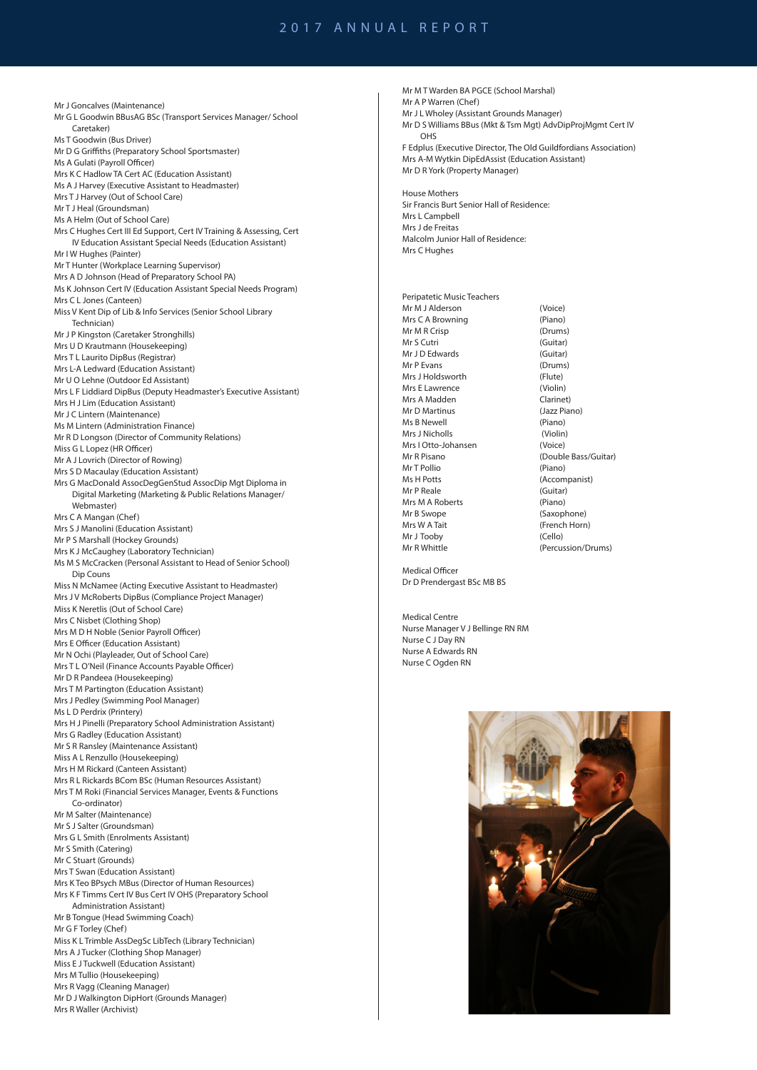Mr J Goncalves (Maintenance)
Mr G L Goodwin BBusAG BSc (Transport Services Manager/ School Caretaker)
Ms T Goodwin (Bus Driver)
Mr D G Griffiths (Preparatory School Sportsmaster)
Ms A Gulati (Payroll Officer)
Mrs K C Hadlow TA Cert AC (Education Assistant)
Ms A J Harvey (Executive Assistant to Headmaster)
Mrs T J Harvey (Out of School Care)
Mr T J Heal (Groundsman)
Ms A Helm (Out of School Care)
Mrs C Hughes Cert III Ed Support, Cert IV Training & Assessing, Cert IV Education Assistant Special Needs (Education Assistant)
Mr I W Hughes (Painter)
Mr T Hunter (Workplace Learning Supervisor)
Mrs A D Johnson (Head of Preparatory School PA)
Ms K Johnson Cert IV (Education Assistant Special Needs Program)
Mrs C L Jones (Canteen)
Miss V Kent Dip of Lib & Info Services (Senior School Library Technician)
Mr J P Kingston (Caretaker Stronghills)
Mrs U D Krautmann (Housekeeping)
Mrs T L Laurito DipBus (Registrar)
Mrs L-A Ledward (Education Assistant)
Mr U O Lehne (Outdoor Ed Assistant)
Mrs L F Liddiard DipBus (Deputy Headmaster's Executive Assistant)
Mrs H J Lim (Education Assistant)
Mr J C Lintern (Maintenance)
Ms M Lintern (Administration Finance)
Mr R D Longson (Director of Community Relations)
Miss G L Lopez (HR Officer)
Mr A J Lovrich (Director of Rowing)
Mrs S D Macaulay (Education Assistant)
Mrs G MacDonald AssocDegGenStud AssocDip Mgt Diploma in Digital Marketing (Marketing & Public Relations Manager/ Webmaster)
Mrs C A Mangan (Chef)
Mrs S J Manolini (Education Assistant)
Mr P S Marshall (Hockey Grounds)
Mrs K J McCaughey (Laboratory Technician)
Ms M S McCracken (Personal Assistant to Head of Senior School) Dip Couns
Miss N McNamee (Acting Executive Assistant to Headmaster)
Mrs J V McRoberts DipBus (Compliance Project Manager)
Miss K Neretlis (Out of School Care)
Mrs C Nisbet (Clothing Shop)
Mrs M D H Noble (Senior Payroll Officer)
Mrs E Officer (Education Assistant)
Mr N Ochi (Playleader, Out of School Care)
Mrs T L O'Neil (Finance Accounts Payable Officer)
Mr D R Pandeea (Housekeeping)
Mrs T M Partington (Education Assistant)
Mrs J Pedley (Swimming Pool Manager)
Ms L D Perdrix (Printery)
Mrs H J Pinelli (Preparatory School Administration Assistant)
Mrs G Radley (Education Assistant)
Mr S R Ransley (Maintenance Assistant)
Miss A L Renzullo (Housekeeping)
Mrs H M Rickard (Canteen Assistant)
Mrs R L Rickards BCom BSc (Human Resources Assistant)
Mrs T M Roki (Financial Services Manager, Events & Functions Co-ordinator)
Mr M Salter (Maintenance)
Mr S J Salter (Groundsman)
Mrs G L Smith (Enrolments Assistant)
Mr S Smith (Catering)
Mr C Stuart (Grounds)
Mrs T Swan (Education Assistant)
Mrs K Teo BPsych MBus (Director of Human Resources)
Mrs K F Timms Cert IV Bus Cert IV OHS (Preparatory School Administration Assistant)
Mr B Tongue (Head Swimming Coach)
Mr G F Torley (Chef)
Miss K L Trimble AssDegSc LibTech (Library Technician)
Mrs A J Tucker (Clothing Shop Manager)
Miss E J Tuckwell (Education Assistant)
Mrs M Tullio (Housekeeping)
Mrs R Vagg (Cleaning Manager)
Mr D J Walkington DipHort (Grounds Manager)
Mrs R Waller (Archivist)
Mr M T Warden BA PGCE (School Marshal)
Mr A P Warren (Chef)
Mr J L Wholey (Assistant Grounds Manager)
Mr D S Williams BBus (Mkt & Tsm Mgt) AdvDipProjMgmt Cert IV OHS
F Edplus (Executive Director, The Old Guildfordians Association)
Mrs A-M Wytkin DipEdAssist (Education Assistant)
Mr D R York (Property Manager)

House Mothers
Sir Francis Burt Senior Hall of Residence:
Mrs L Campbell
Mrs J de Freitas
Malcolm Junior Hall of Residence:
Mrs C Hughes

Peripatetic Music Teachers

| | |
|---|---|
| Mr M J Alderson | (Voice) |
| Mrs C A Browning | (Piano) |
| Mr M R Crisp | (Drums) |
| Mr S Cutri | (Guitar) |
| Mr J D Edwards | (Guitar) |
| Mr P Evans | (Drums) |
| Mrs J Holdsworth | (Flute) |
| Mrs E Lawrence | (Violin) |
| Mrs A Madden | Clarinet) |
| Mr D Martinus | (Jazz Piano) |
| Ms B Newell | (Piano) |
| Mrs J Nicholls | (Violin) |
| Mrs I Otto-Johansen | (Voice) |
| Mr R Pisano | (Double Bass/Guitar) |
| Mr T Pollio | (Piano) |
| Ms H Potts | (Accompanist) |
| Mr P Reale | (Guitar) |
| Mrs M A Roberts | (Piano) |
| Mr B Swope | (Saxophone) |
| Mrs W A Tait | (French Horn) |
| Mr J Tooby | (Cello) |
| Mr R Whittle | (Percussion/Drums) |

Medical Officer
Dr D Prendergast BSc MB BS

Medical Centre
Nurse Manager V J Bellinge RN RM
Nurse C J Day RN
Nurse A Edwards RN
Nurse C Ogden RN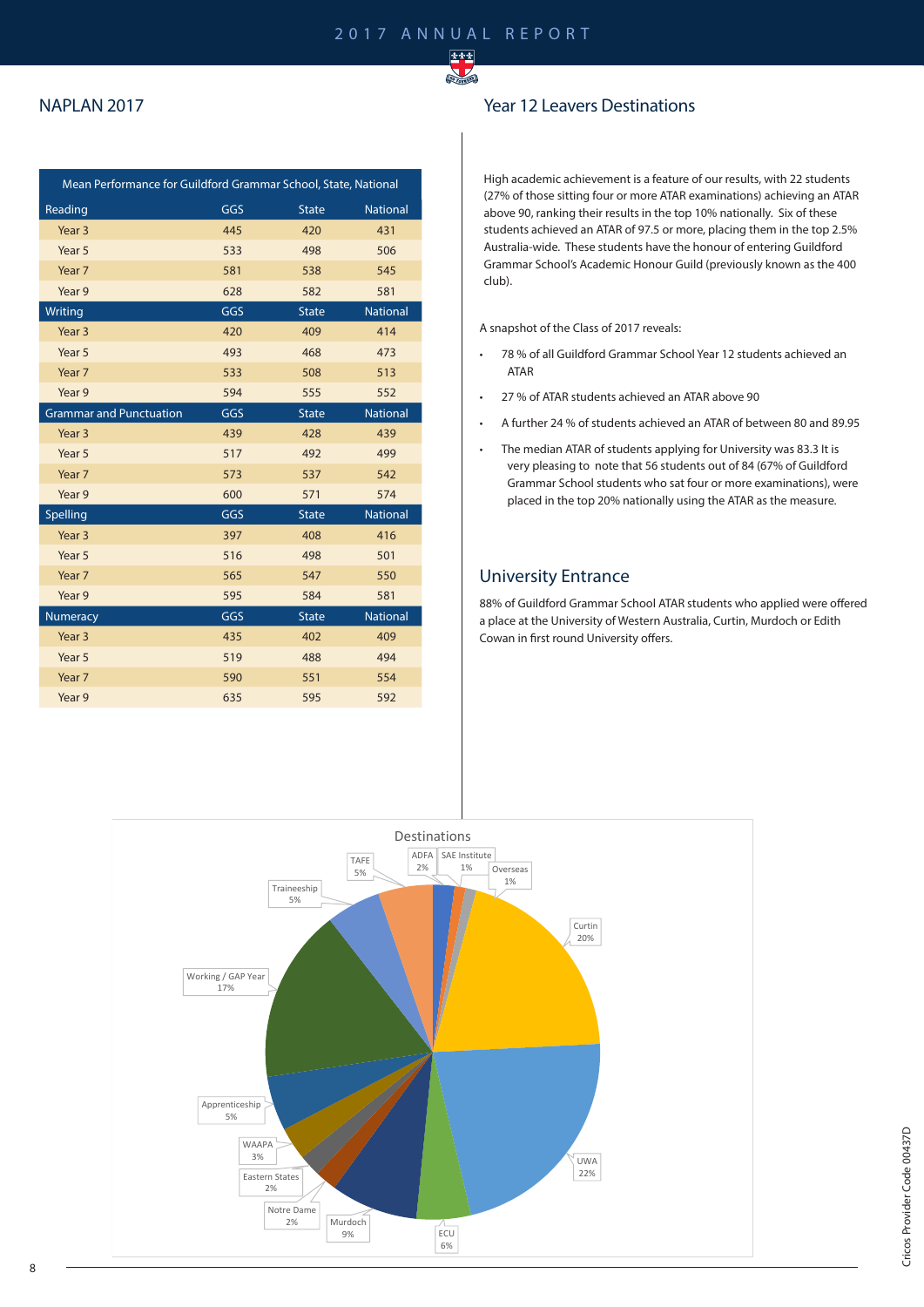## NAPLAN 2017

| Mean Performance for Guildford Grammar School, State, National | | | |
|---|---|---|---|
| **Reading** | **GGS** | **State** | **National** |
| Year 3 | 445 | 420 | 431 |
| Year 5 | 533 | 498 | 506 |
| Year 7 | 581 | 538 | 545 |
| Year 9 | 628 | 582 | 581 |
| **Writing** | **GGS** | **State** | **National** |
| Year 3 | 420 | 409 | 414 |
| Year 5 | 493 | 468 | 473 |
| Year 7 | 533 | 508 | 513 |
| Year 9 | 594 | 555 | 552 |
| **Grammar and Punctuation** | **GGS** | **State** | **National** |
| Year 3 | 439 | 428 | 439 |
| Year 5 | 517 | 492 | 499 |
| Year 7 | 573 | 537 | 542 |
| Year 9 | 600 | 571 | 574 |
| **Spelling** | **GGS** | **State** | **National** |
| Year 3 | 397 | 408 | 416 |
| Year 5 | 516 | 498 | 501 |
| Year 7 | 565 | 547 | 550 |
| Year 9 | 595 | 584 | 581 |
| **Numeracy** | **GGS** | **State** | **National** |
| Year 3 | 435 | 402 | 409 |
| Year 5 | 519 | 488 | 494 |
| Year 7 | 590 | 551 | 554 |
| Year 9 | 635 | 595 | 592 |

## Year 12 Leavers Destinations

High academic achievement is a feature of our results, with 22 students (27% of those sitting four or more ATAR examinations) achieving an ATAR above 90, ranking their results in the top 10% nationally. Six of these students achieved an ATAR of 97.5 or more, placing them in the top 2.5% Australia-wide. These students have the honour of entering Guildford Grammar School's Academic Honour Guild (previously known as the 400 club).

A snapshot of the Class of 2017 reveals:

- 78 % of all Guildford Grammar School Year 12 students achieved an ATAR
- 27 % of ATAR students achieved an ATAR above 90
- A further 24 % of students achieved an ATAR of between 80 and 89.95
- The median ATAR of students applying for University was 83.3 It is very pleasing to note that 56 students out of 84 (67% of Guildford Grammar School students who sat four or more examinations), were placed in the top 20% nationally using the ATAR as the measure.

## University Entrance

88% of Guildford Grammar School ATAR students who applied were offered a place at the University of Western Australia, Curtin, Murdoch or Edith Cowan in first round University offers.

**Destinations**

| Destination | % |
|---|---|
| ADFA | 2% |
| SAE Institute | 1% |
| Overseas | 1% |
| Curtin | 20% |
| UWA | 22% |
| ECU | 6% |
| Murdoch | 9% |
| Notre Dame | 2% |
| Eastern States | 2% |
| WAAPA | 3% |
| Apprenticeship | 5% |
| Working / GAP Year | 17% |
| Traineeship | 5% |
| TAFE | 5% |

Cricos Provider Code 00437D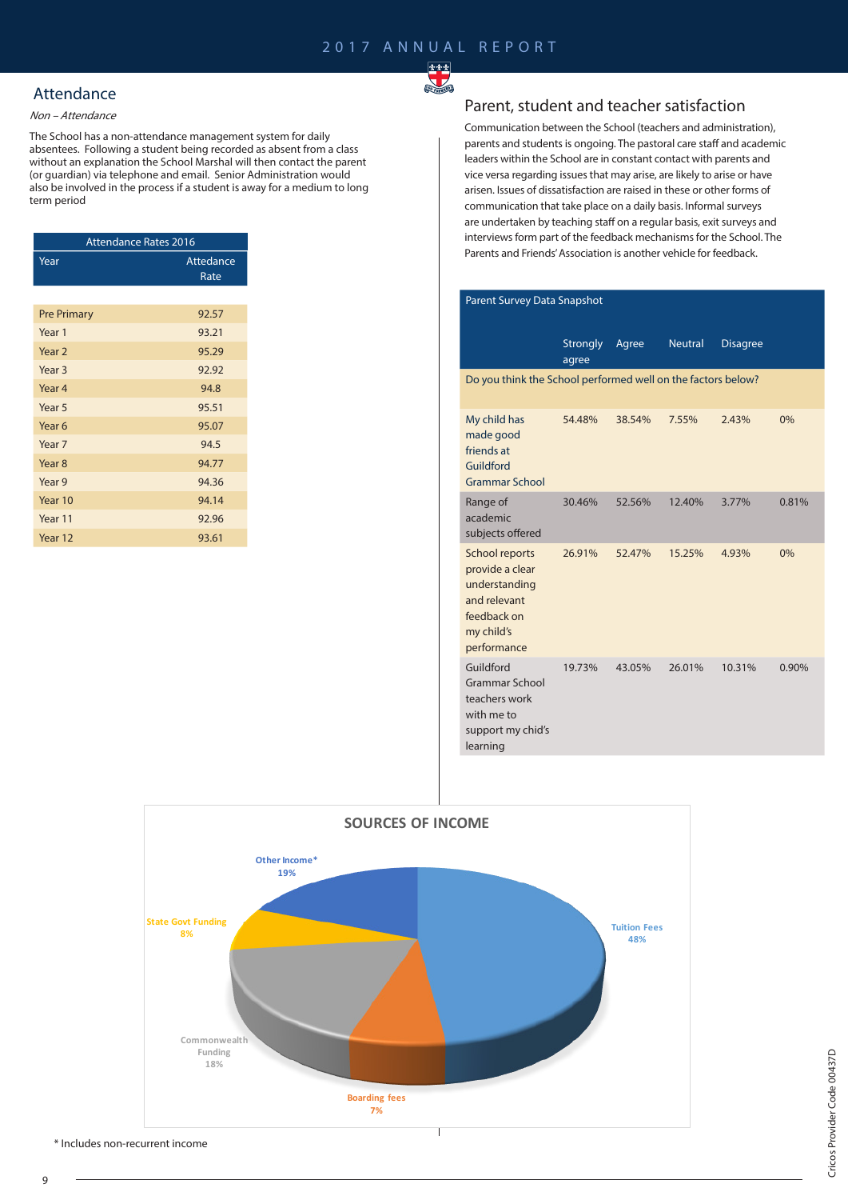## Attendance

*Non – Attendance*

The School has a non-attendance management system for daily absentees. Following a student being recorded as absent from a class without an explanation the School Marshal will then contact the parent (or guardian) via telephone and email. Senior Administration would also be involved in the process if a student is away for a medium to long term period

| Attendance Rates 2016 | |
|---|---|
| Year | Attedance Rate |
| Pre Primary | 92.57 |
| Year 1 | 93.21 |
| Year 2 | 95.29 |
| Year 3 | 92.92 |
| Year 4 | 94.8 |
| Year 5 | 95.51 |
| Year 6 | 95.07 |
| Year 7 | 94.5 |
| Year 8 | 94.77 |
| Year 9 | 94.36 |
| Year 10 | 94.14 |
| Year 11 | 92.96 |
| Year 12 | 93.61 |

## Parent, student and teacher satisfaction

Communication between the School (teachers and administration), parents and students is ongoing. The pastoral care staff and academic leaders within the School are in constant contact with parents and vice versa regarding issues that may arise, are likely to arise or have arisen. Issues of dissatisfaction are raised in these or other forms of communication that take place on a daily basis. Informal surveys are undertaken by teaching staff on a regular basis, exit surveys and interviews form part of the feedback mechanisms for the School. The Parents and Friends' Association is another vehicle for feedback.

| Parent Survey Data Snapshot | Strongly agree | Agree | Neutral | Disagree | |
|---|---|---|---|---|---|
| Do you think the School performed well on the factors below? | | | | | |
| My child has made good friends at Guildford Grammar School | 54.48% | 38.54% | 7.55% | 2.43% | 0% |
| Range of academic subjects offered | 30.46% | 52.56% | 12.40% | 3.77% | 0.81% |
| School reports provide a clear understanding and relevant feedback on my child's performance | 26.91% | 52.47% | 15.25% | 4.93% | 0% |
| Guildford Grammar School teachers work with me to support my chid's learning | 19.73% | 43.05% | 26.01% | 10.31% | 0.90% |

SOURCES OF INCOME

Tuition Fees
48%

Boarding fees
7%

Commonwealth Funding
18%

State Govt Funding
8%

Other Income*
19%

\* Includes non-recurrent income

Cricos Provider Code 00437D